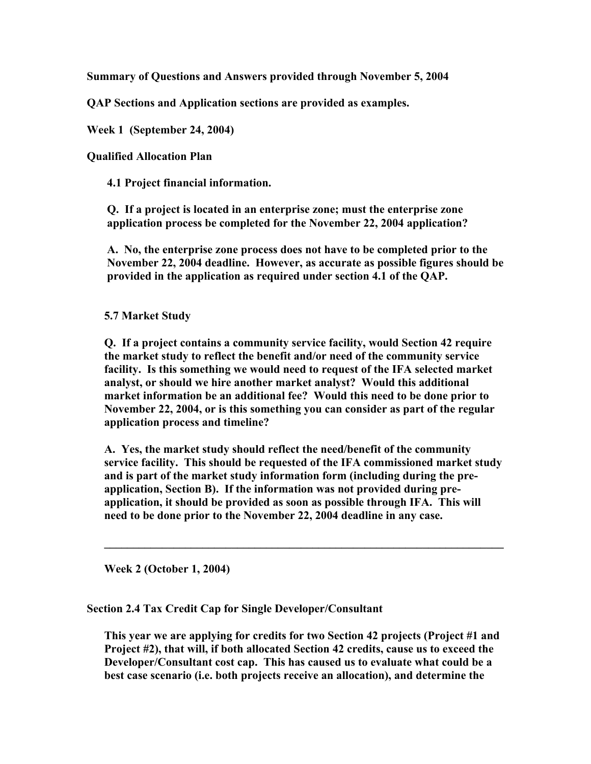**Summary of Questions and Answers provided through November 5, 2004**

**QAP Sections and Application sections are provided as examples.**

**Week 1 (September 24, 2004)**

**Qualified Allocation Plan**

**4.1 Project financial information.**

**Q. If a project is located in an enterprise zone; must the enterprise zone application process be completed for the November 22, 2004 application?**

**A. No, the enterprise zone process does not have to be completed prior to the November 22, 2004 deadline. However, as accurate as possible figures should be provided in the application as required under section 4.1 of the QAP.**

**5.7 Market Study**

**Q. If a project contains a community service facility, would Section 42 require the market study to reflect the benefit and/or need of the community service facility. Is this something we would need to request of the IFA selected market analyst, or should we hire another market analyst? Would this additional market information be an additional fee? Would this need to be done prior to November 22, 2004, or is this something you can consider as part of the regular application process and timeline?**

**A. Yes, the market study should reflect the need/benefit of the community service facility. This should be requested of the IFA commissioned market study and is part of the market study information form (including during the pre-application, Section B). If the information was not provided during pre-application, it should be provided as soon as possible through IFA. This will need to be done prior to the November 22, 2004 deadline in any case.**

---

**Week 2 (October 1, 2004)**

**Section 2.4 Tax Credit Cap for Single Developer/Consultant**

**This year we are applying for credits for two Section 42 projects (Project #1 and Project #2), that will, if both allocated Section 42 credits, cause us to exceed the Developer/Consultant cost cap. This has caused us to evaluate what could be a best case scenario (i.e. both projects receive an allocation), and determine the**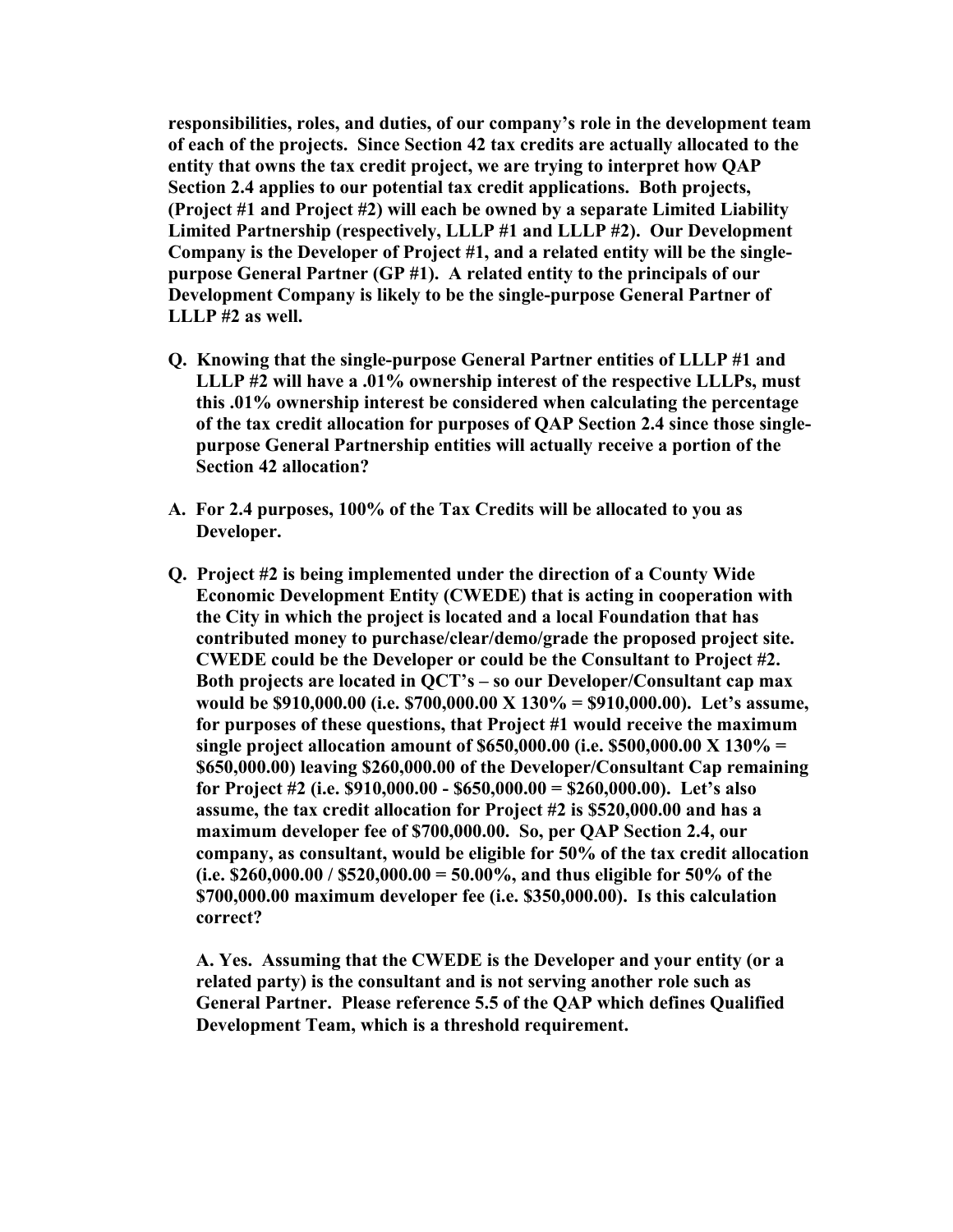**responsibilities, roles, and duties, of our company's role in the development team of each of the projects. Since Section 42 tax credits are actually allocated to the entity that owns the tax credit project, we are trying to interpret how QAP Section 2.4 applies to our potential tax credit applications. Both projects, (Project #1 and Project #2) will each be owned by a separate Limited Liability Limited Partnership (respectively, LLLP #1 and LLLP #2). Our Development Company is the Developer of Project #1, and a related entity will be the single-purpose General Partner (GP #1). A related entity to the principals of our Development Company is likely to be the single-purpose General Partner of LLLP #2 as well.**

- **Q. Knowing that the single-purpose General Partner entities of LLLP #1 and LLLP #2 will have a .01% ownership interest of the respective LLLPs, must this .01% ownership interest be considered when calculating the percentage of the tax credit allocation for purposes of QAP Section 2.4 since those single-purpose General Partnership entities will actually receive a portion of the Section 42 allocation?**

- **A. For 2.4 purposes, 100% of the Tax Credits will be allocated to you as Developer.**

- **Q. Project #2 is being implemented under the direction of a County Wide Economic Development Entity (CWEDE) that is acting in cooperation with the City in which the project is located and a local Foundation that has contributed money to purchase/clear/demo/grade the proposed project site. CWEDE could be the Developer or could be the Consultant to Project #2. Both projects are located in QCT's – so our Developer/Consultant cap max would be $910,000.00 (i.e. $700,000.00 X 130% = $910,000.00). Let's assume, for purposes of these questions, that Project #1 would receive the maximum single project allocation amount of $650,000.00 (i.e. $500,000.00 X 130% = $650,000.00) leaving $260,000.00 of the Developer/Consultant Cap remaining for Project #2 (i.e. $910,000.00 - $650,000.00 = $260,000.00). Let's also assume, the tax credit allocation for Project #2 is $520,000.00 and has a maximum developer fee of $700,000.00. So, per QAP Section 2.4, our company, as consultant, would be eligible for 50% of the tax credit allocation (i.e. $260,000.00 / $520,000.00 = 50.00%, and thus eligible for 50% of the $700,000.00 maximum developer fee (i.e. $350,000.00). Is this calculation correct?**

  **A. Yes. Assuming that the CWEDE is the Developer and your entity (or a related party) is the consultant and is not serving another role such as General Partner. Please reference 5.5 of the QAP which defines Qualified Development Team, which is a threshold requirement.**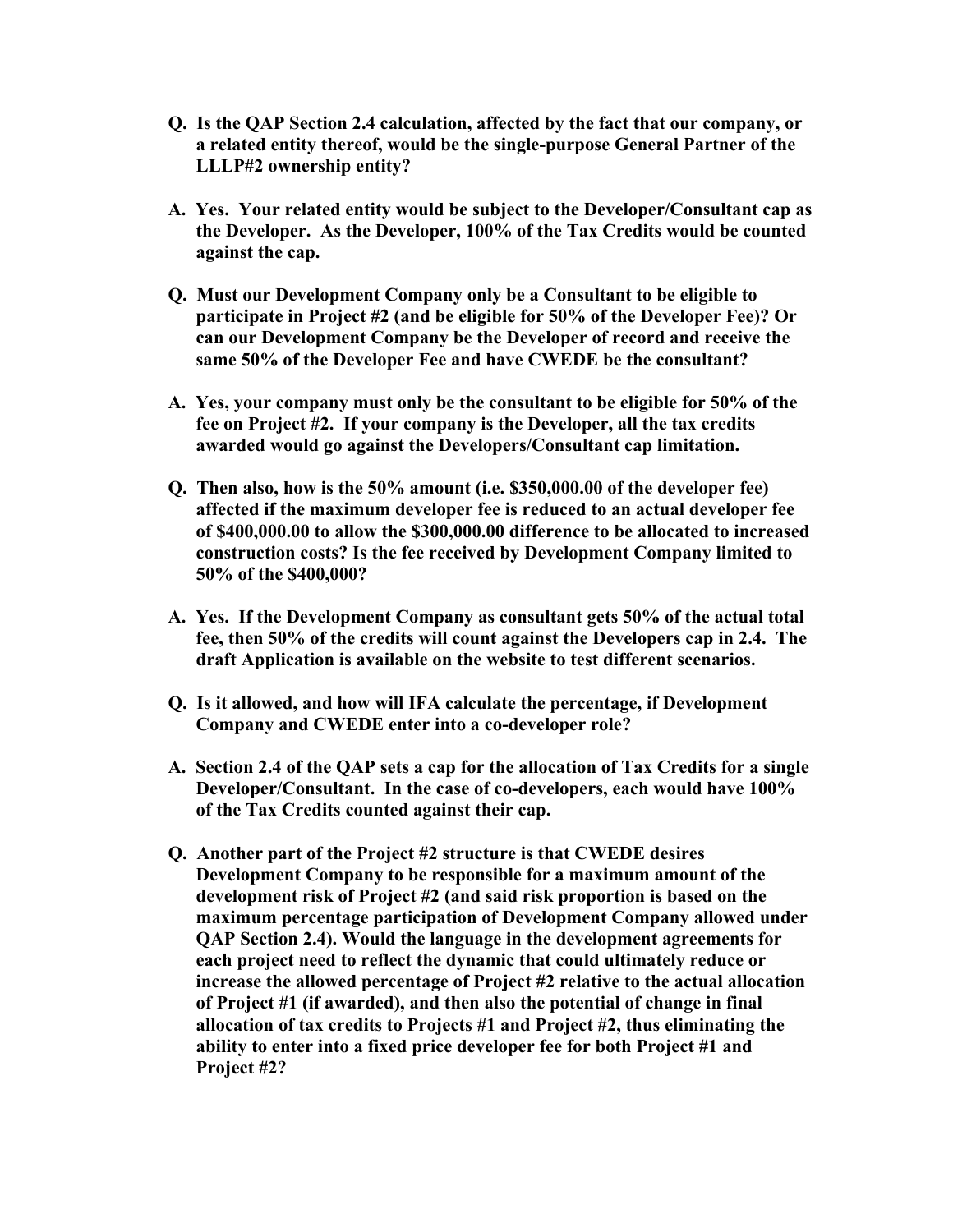**Q. Is the QAP Section 2.4 calculation, affected by the fact that our company, or a related entity thereof, would be the single-purpose General Partner of the LLLP#2 ownership entity?**

**A. Yes. Your related entity would be subject to the Developer/Consultant cap as the Developer. As the Developer, 100% of the Tax Credits would be counted against the cap.**

**Q. Must our Development Company only be a Consultant to be eligible to participate in Project #2 (and be eligible for 50% of the Developer Fee)? Or can our Development Company be the Developer of record and receive the same 50% of the Developer Fee and have CWEDE be the consultant?**

**A. Yes, your company must only be the consultant to be eligible for 50% of the fee on Project #2. If your company is the Developer, all the tax credits awarded would go against the Developers/Consultant cap limitation.**

**Q. Then also, how is the 50% amount (i.e. $350,000.00 of the developer fee) affected if the maximum developer fee is reduced to an actual developer fee of $400,000.00 to allow the $300,000.00 difference to be allocated to increased construction costs? Is the fee received by Development Company limited to 50% of the $400,000?**

**A. Yes. If the Development Company as consultant gets 50% of the actual total fee, then 50% of the credits will count against the Developers cap in 2.4. The draft Application is available on the website to test different scenarios.**

**Q. Is it allowed, and how will IFA calculate the percentage, if Development Company and CWEDE enter into a co-developer role?**

**A. Section 2.4 of the QAP sets a cap for the allocation of Tax Credits for a single Developer/Consultant. In the case of co-developers, each would have 100% of the Tax Credits counted against their cap.**

**Q. Another part of the Project #2 structure is that CWEDE desires Development Company to be responsible for a maximum amount of the development risk of Project #2 (and said risk proportion is based on the maximum percentage participation of Development Company allowed under QAP Section 2.4). Would the language in the development agreements for each project need to reflect the dynamic that could ultimately reduce or increase the allowed percentage of Project #2 relative to the actual allocation of Project #1 (if awarded), and then also the potential of change in final allocation of tax credits to Projects #1 and Project #2, thus eliminating the ability to enter into a fixed price developer fee for both Project #1 and Project #2?**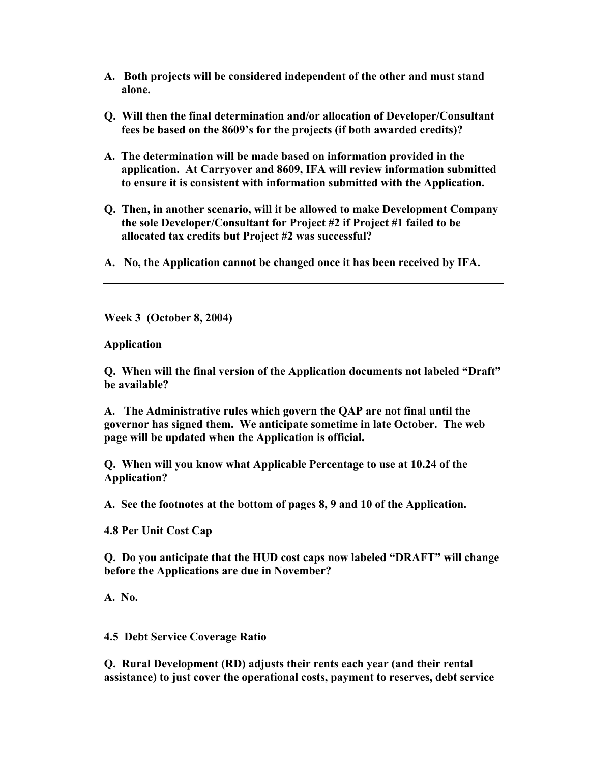**A. Both projects will be considered independent of the other and must stand alone.**

**Q. Will then the final determination and/or allocation of Developer/Consultant fees be based on the 8609's for the projects (if both awarded credits)?**

**A. The determination will be made based on information provided in the application. At Carryover and 8609, IFA will review information submitted to ensure it is consistent with information submitted with the Application.**

**Q. Then, in another scenario, will it be allowed to make Development Company the sole Developer/Consultant for Project #2 if Project #1 failed to be allocated tax credits but Project #2 was successful?**

**A. No, the Application cannot be changed once it has been received by IFA.**

---

**Week 3 (October 8, 2004)**

**Application**

**Q. When will the final version of the Application documents not labeled "Draft" be available?**

**A. The Administrative rules which govern the QAP are not final until the governor has signed them. We anticipate sometime in late October. The web page will be updated when the Application is official.**

**Q. When will you know what Applicable Percentage to use at 10.24 of the Application?**

**A. See the footnotes at the bottom of pages 8, 9 and 10 of the Application.**

**4.8 Per Unit Cost Cap**

**Q. Do you anticipate that the HUD cost caps now labeled "DRAFT" will change before the Applications are due in November?**

**A. No.**

**4.5 Debt Service Coverage Ratio**

**Q. Rural Development (RD) adjusts their rents each year (and their rental assistance) to just cover the operational costs, payment to reserves, debt service**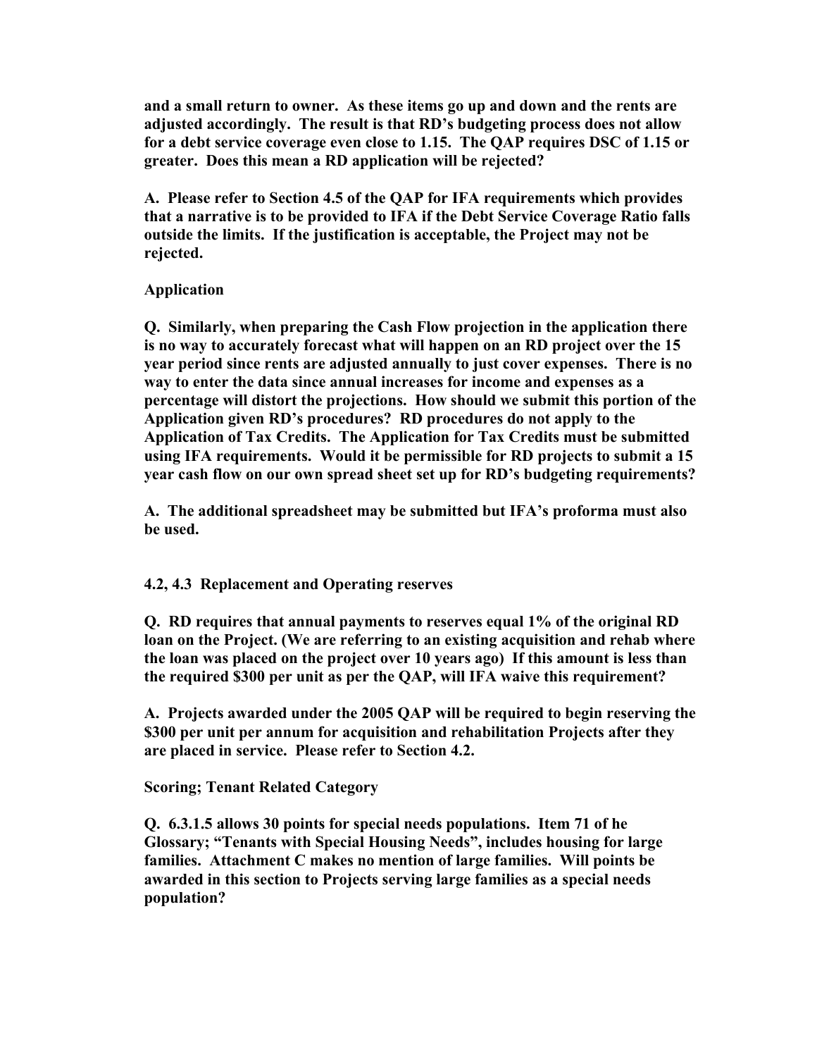**and a small return to owner. As these items go up and down and the rents are adjusted accordingly. The result is that RD's budgeting process does not allow for a debt service coverage even close to 1.15. The QAP requires DSC of 1.15 or greater. Does this mean a RD application will be rejected?**

**A. Please refer to Section 4.5 of the QAP for IFA requirements which provides that a narrative is to be provided to IFA if the Debt Service Coverage Ratio falls outside the limits. If the justification is acceptable, the Project may not be rejected.**

**Application**

**Q. Similarly, when preparing the Cash Flow projection in the application there is no way to accurately forecast what will happen on an RD project over the 15 year period since rents are adjusted annually to just cover expenses. There is no way to enter the data since annual increases for income and expenses as a percentage will distort the projections. How should we submit this portion of the Application given RD's procedures? RD procedures do not apply to the Application of Tax Credits. The Application for Tax Credits must be submitted using IFA requirements. Would it be permissible for RD projects to submit a 15 year cash flow on our own spread sheet set up for RD's budgeting requirements?**

**A. The additional spreadsheet may be submitted but IFA's proforma must also be used.**

**4.2, 4.3 Replacement and Operating reserves**

**Q. RD requires that annual payments to reserves equal 1% of the original RD loan on the Project. (We are referring to an existing acquisition and rehab where the loan was placed on the project over 10 years ago) If this amount is less than the required $300 per unit as per the QAP, will IFA waive this requirement?**

**A. Projects awarded under the 2005 QAP will be required to begin reserving the $300 per unit per annum for acquisition and rehabilitation Projects after they are placed in service. Please refer to Section 4.2.**

**Scoring; Tenant Related Category**

**Q. 6.3.1.5 allows 30 points for special needs populations. Item 71 of he Glossary; "Tenants with Special Housing Needs", includes housing for large families. Attachment C makes no mention of large families. Will points be awarded in this section to Projects serving large families as a special needs population?**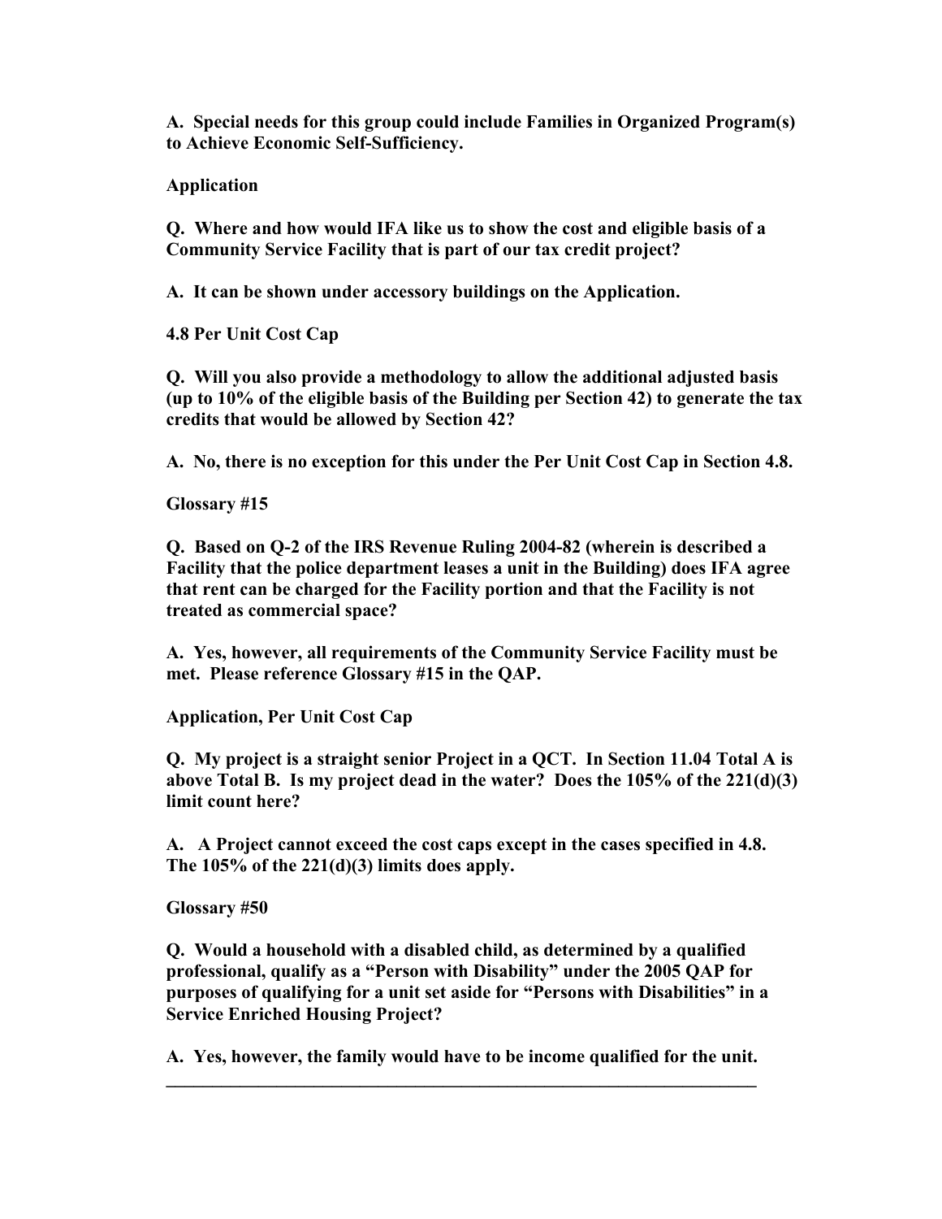**A. Special needs for this group could include Families in Organized Program(s) to Achieve Economic Self-Sufficiency.**

**Application**

**Q. Where and how would IFA like us to show the cost and eligible basis of a Community Service Facility that is part of our tax credit project?**

**A. It can be shown under accessory buildings on the Application.**

**4.8 Per Unit Cost Cap**

**Q. Will you also provide a methodology to allow the additional adjusted basis (up to 10% of the eligible basis of the Building per Section 42) to generate the tax credits that would be allowed by Section 42?**

**A. No, there is no exception for this under the Per Unit Cost Cap in Section 4.8.**

**Glossary #15**

**Q. Based on Q-2 of the IRS Revenue Ruling 2004-82 (wherein is described a Facility that the police department leases a unit in the Building) does IFA agree that rent can be charged for the Facility portion and that the Facility is not treated as commercial space?**

**A. Yes, however, all requirements of the Community Service Facility must be met. Please reference Glossary #15 in the QAP.**

**Application, Per Unit Cost Cap**

**Q. My project is a straight senior Project in a QCT. In Section 11.04 Total A is above Total B. Is my project dead in the water? Does the 105% of the 221(d)(3) limit count here?**

**A. A Project cannot exceed the cost caps except in the cases specified in 4.8. The 105% of the 221(d)(3) limits does apply.**

**Glossary #50**

**Q. Would a household with a disabled child, as determined by a qualified professional, qualify as a "Person with Disability" under the 2005 QAP for purposes of qualifying for a unit set aside for "Persons with Disabilities" in a Service Enriched Housing Project?**

**A. Yes, however, the family would have to be income qualified for the unit.**

---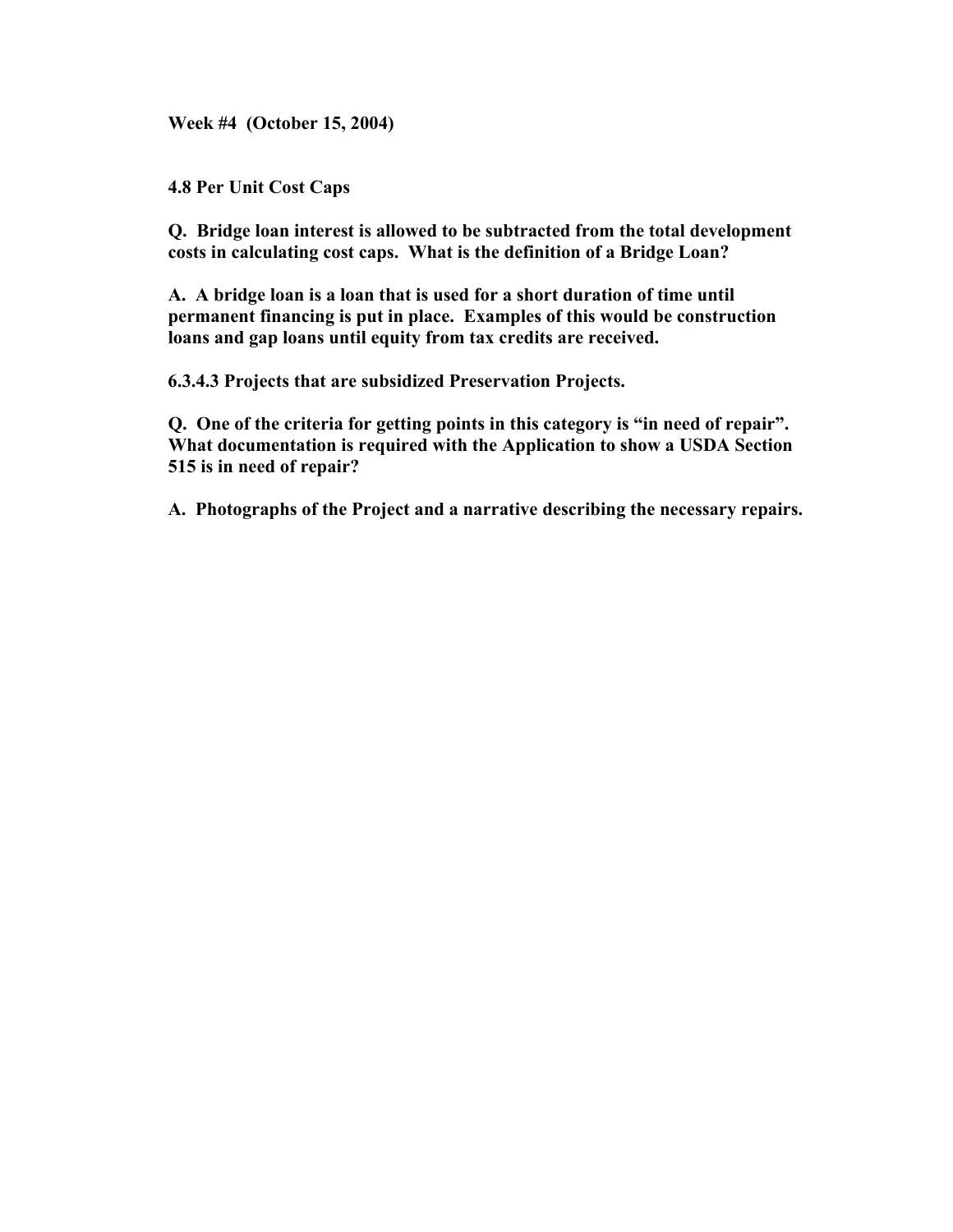**Week #4 (October 15, 2004)**

**4.8 Per Unit Cost Caps**

**Q. Bridge loan interest is allowed to be subtracted from the total development costs in calculating cost caps. What is the definition of a Bridge Loan?**

**A. A bridge loan is a loan that is used for a short duration of time until permanent financing is put in place. Examples of this would be construction loans and gap loans until equity from tax credits are received.**

**6.3.4.3 Projects that are subsidized Preservation Projects.**

**Q. One of the criteria for getting points in this category is "in need of repair". What documentation is required with the Application to show a USDA Section 515 is in need of repair?**

**A. Photographs of the Project and a narrative describing the necessary repairs.**